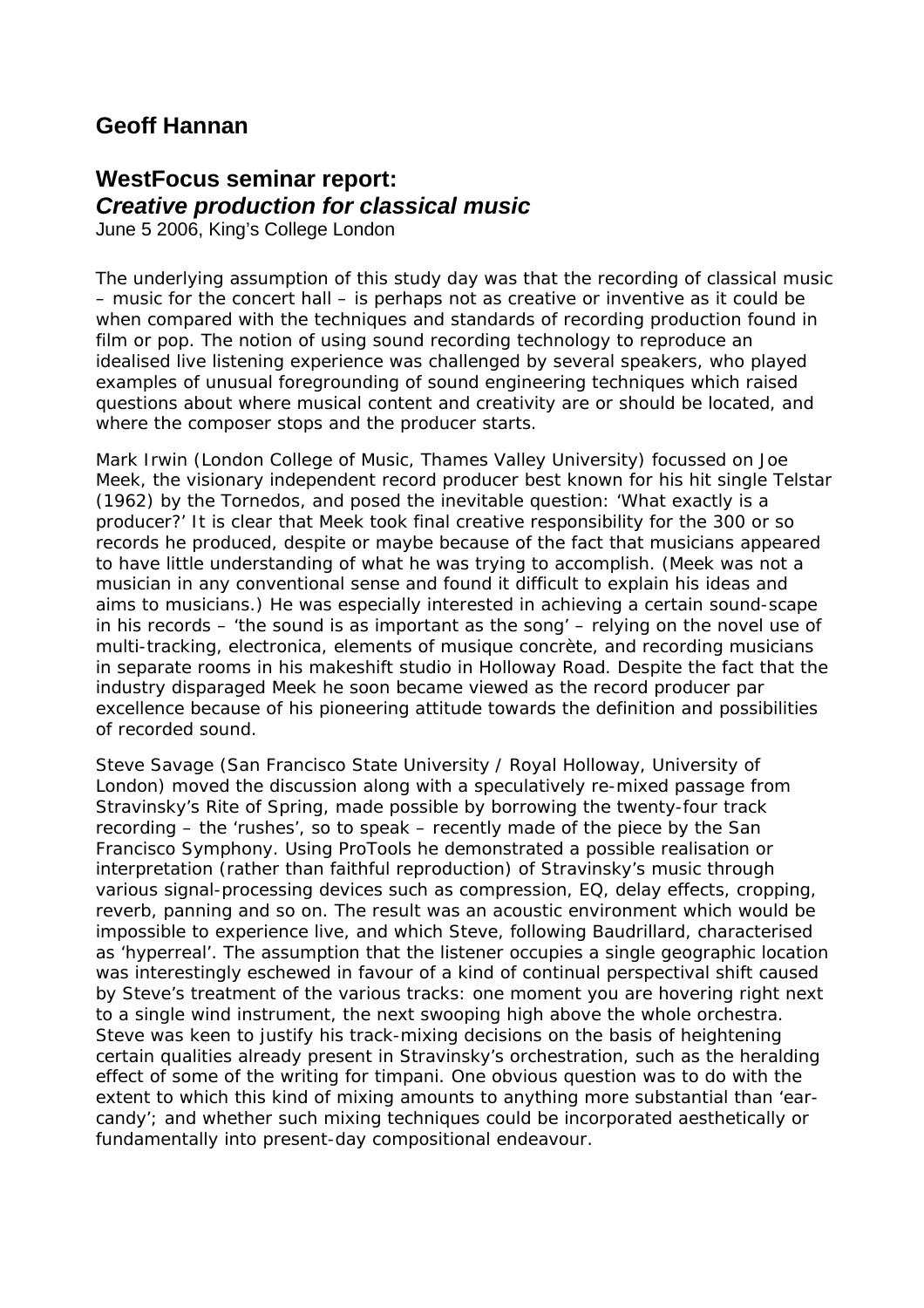## Geoff Hannan

## WestFocus seminar report:
## *Creative production for classical music*

June 5 2006, King's College London

The underlying assumption of this study day was that the recording of classical music – music for the concert hall – is perhaps not as creative or inventive as it could be when compared with the techniques and standards of recording production found in film or pop. The notion of using sound recording technology to reproduce an idealised live listening experience was challenged by several speakers, who played examples of unusual foregrounding of sound engineering techniques which raised questions about where musical content and creativity are or should be located, and where the composer stops and the producer starts.

Mark Irwin (London College of Music, Thames Valley University) focussed on Joe Meek, the visionary independent record producer best known for his hit single Telstar (1962) by the Tornedos, and posed the inevitable question: 'What exactly is a producer?' It is clear that Meek took final creative responsibility for the 300 or so records he produced, despite or maybe because of the fact that musicians appeared to have little understanding of what he was trying to accomplish. (Meek was not a musician in any conventional sense and found it difficult to explain his ideas and aims to musicians.) He was especially interested in achieving a certain sound-scape in his records – 'the sound is as important as the song' – relying on the novel use of multi-tracking, electronica, elements of musique concrète, and recording musicians in separate rooms in his makeshift studio in Holloway Road. Despite the fact that the industry disparaged Meek he soon became viewed as the record producer par excellence because of his pioneering attitude towards the definition and possibilities of recorded sound.

Steve Savage (San Francisco State University / Royal Holloway, University of London) moved the discussion along with a speculatively re-mixed passage from Stravinsky's Rite of Spring, made possible by borrowing the twenty-four track recording – the 'rushes', so to speak – recently made of the piece by the San Francisco Symphony. Using ProTools he demonstrated a possible realisation or interpretation (rather than faithful reproduction) of Stravinsky's music through various signal-processing devices such as compression, EQ, delay effects, cropping, reverb, panning and so on. The result was an acoustic environment which would be impossible to experience live, and which Steve, following Baudrillard, characterised as 'hyperreal'. The assumption that the listener occupies a single geographic location was interestingly eschewed in favour of a kind of continual perspectival shift caused by Steve's treatment of the various tracks: one moment you are hovering right next to a single wind instrument, the next swooping high above the whole orchestra. Steve was keen to justify his track-mixing decisions on the basis of heightening certain qualities already present in Stravinsky's orchestration, such as the heralding effect of some of the writing for timpani. One obvious question was to do with the extent to which this kind of mixing amounts to anything more substantial than 'ear-candy'; and whether such mixing techniques could be incorporated aesthetically or fundamentally into present-day compositional endeavour.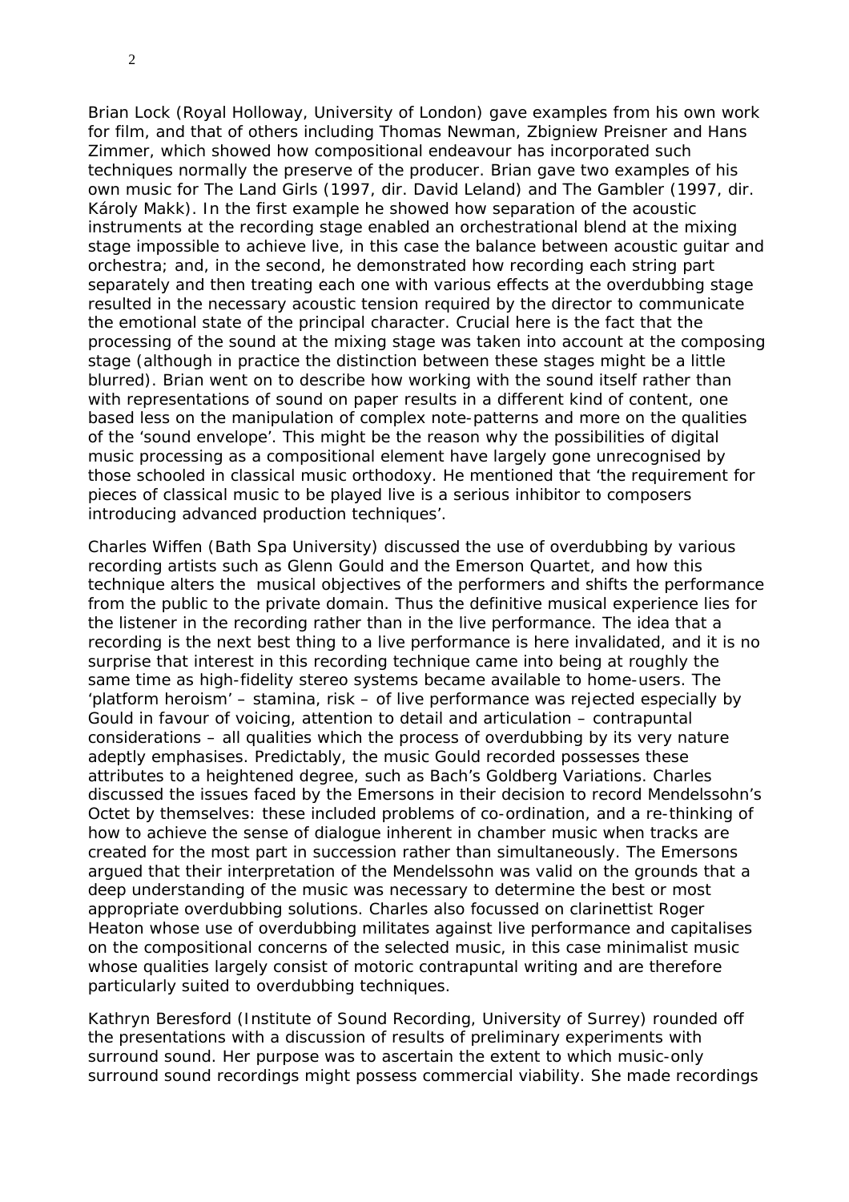Brian Lock (Royal Holloway, University of London) gave examples from his own work for film, and that of others including Thomas Newman, Zbigniew Preisner and Hans Zimmer, which showed how compositional endeavour has incorporated such techniques normally the preserve of the producer. Brian gave two examples of his own music for The Land Girls (1997, dir. David Leland) and The Gambler (1997, dir. Károly Makk). In the first example he showed how separation of the acoustic instruments at the recording stage enabled an orchestrational blend at the mixing stage impossible to achieve live, in this case the balance between acoustic guitar and orchestra; and, in the second, he demonstrated how recording each string part separately and then treating each one with various effects at the overdubbing stage resulted in the necessary acoustic tension required by the director to communicate the emotional state of the principal character. Crucial here is the fact that the processing of the sound at the mixing stage was taken into account at the composing stage (although in practice the distinction between these stages might be a little blurred). Brian went on to describe how working with the sound itself rather than with representations of sound on paper results in a different kind of content, one based less on the manipulation of complex note-patterns and more on the qualities of the 'sound envelope'. This might be the reason why the possibilities of digital music processing as a compositional element have largely gone unrecognised by those schooled in classical music orthodoxy. He mentioned that 'the requirement for pieces of classical music to be played live is a serious inhibitor to composers introducing advanced production techniques'.

Charles Wiffen (Bath Spa University) discussed the use of overdubbing by various recording artists such as Glenn Gould and the Emerson Quartet, and how this technique alters the musical objectives of the performers and shifts the performance from the public to the private domain. Thus the definitive musical experience lies for the listener in the recording rather than in the live performance. The idea that a recording is the next best thing to a live performance is here invalidated, and it is no surprise that interest in this recording technique came into being at roughly the same time as high-fidelity stereo systems became available to home-users. The 'platform heroism' – stamina, risk – of live performance was rejected especially by Gould in favour of voicing, attention to detail and articulation – contrapuntal considerations – all qualities which the process of overdubbing by its very nature adeptly emphasises. Predictably, the music Gould recorded possesses these attributes to a heightened degree, such as Bach's Goldberg Variations. Charles discussed the issues faced by the Emersons in their decision to record Mendelssohn's Octet by themselves: these included problems of co-ordination, and a re-thinking of how to achieve the sense of dialogue inherent in chamber music when tracks are created for the most part in succession rather than simultaneously. The Emersons argued that their interpretation of the Mendelssohn was valid on the grounds that a deep understanding of the music was necessary to determine the best or most appropriate overdubbing solutions. Charles also focussed on clarinettist Roger Heaton whose use of overdubbing militates against live performance and capitalises on the compositional concerns of the selected music, in this case minimalist music whose qualities largely consist of motoric contrapuntal writing and are therefore particularly suited to overdubbing techniques.

Kathryn Beresford (Institute of Sound Recording, University of Surrey) rounded off the presentations with a discussion of results of preliminary experiments with surround sound. Her purpose was to ascertain the extent to which music-only surround sound recordings might possess commercial viability. She made recordings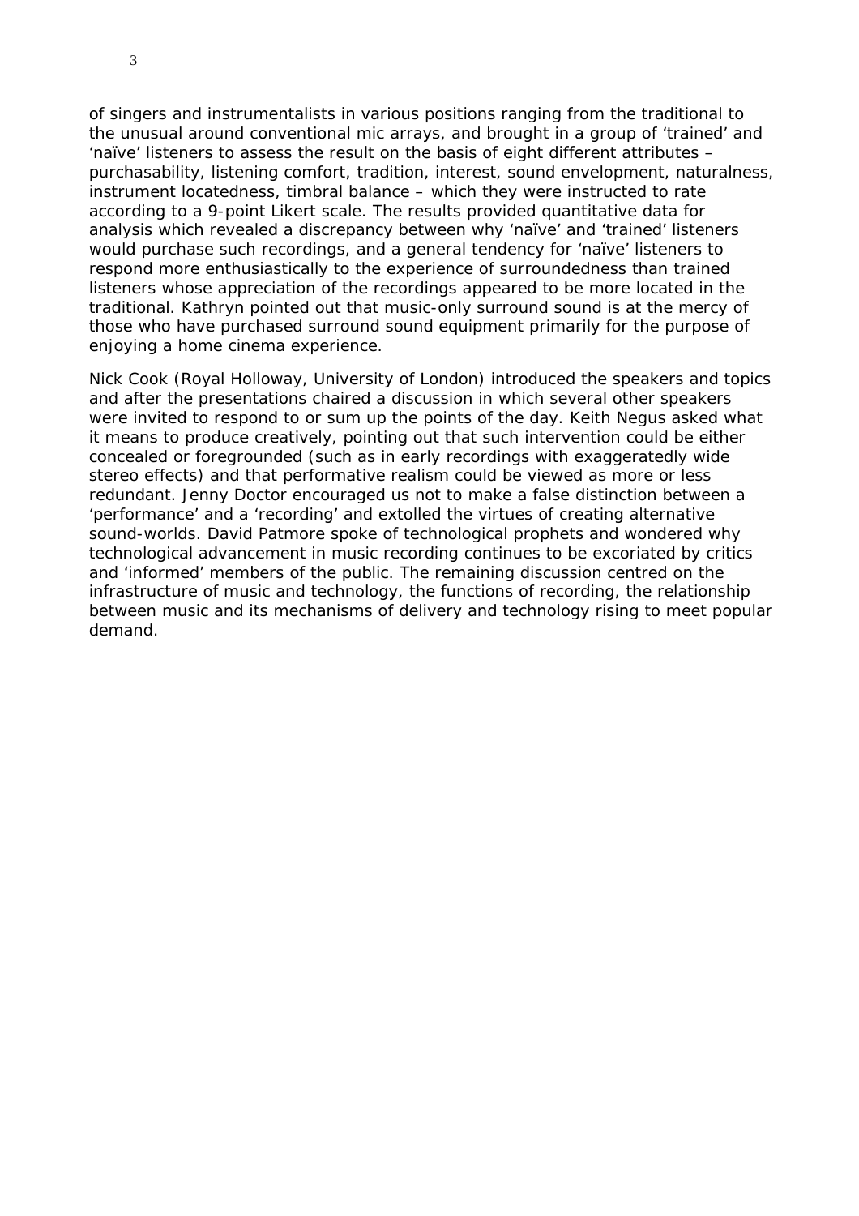of singers and instrumentalists in various positions ranging from the traditional to the unusual around conventional mic arrays, and brought in a group of 'trained' and 'naïve' listeners to assess the result on the basis of eight different attributes – purchasability, listening comfort, tradition, interest, sound envelopment, naturalness, instrument locatedness, timbral balance – which they were instructed to rate according to a 9-point Likert scale. The results provided quantitative data for analysis which revealed a discrepancy between why 'naïve' and 'trained' listeners would purchase such recordings, and a general tendency for 'naïve' listeners to respond more enthusiastically to the experience of surroundedness than trained listeners whose appreciation of the recordings appeared to be more located in the traditional. Kathryn pointed out that music-only surround sound is at the mercy of those who have purchased surround sound equipment primarily for the purpose of enjoying a home cinema experience.

Nick Cook (Royal Holloway, University of London) introduced the speakers and topics and after the presentations chaired a discussion in which several other speakers were invited to respond to or sum up the points of the day. Keith Negus asked what it means to produce creatively, pointing out that such intervention could be either concealed or foregrounded (such as in early recordings with exaggeratedly wide stereo effects) and that performative realism could be viewed as more or less redundant. Jenny Doctor encouraged us not to make a false distinction between a 'performance' and a 'recording' and extolled the virtues of creating alternative sound-worlds. David Patmore spoke of technological prophets and wondered why technological advancement in music recording continues to be excoriated by critics and 'informed' members of the public. The remaining discussion centred on the infrastructure of music and technology, the functions of recording, the relationship between music and its mechanisms of delivery and technology rising to meet popular demand.